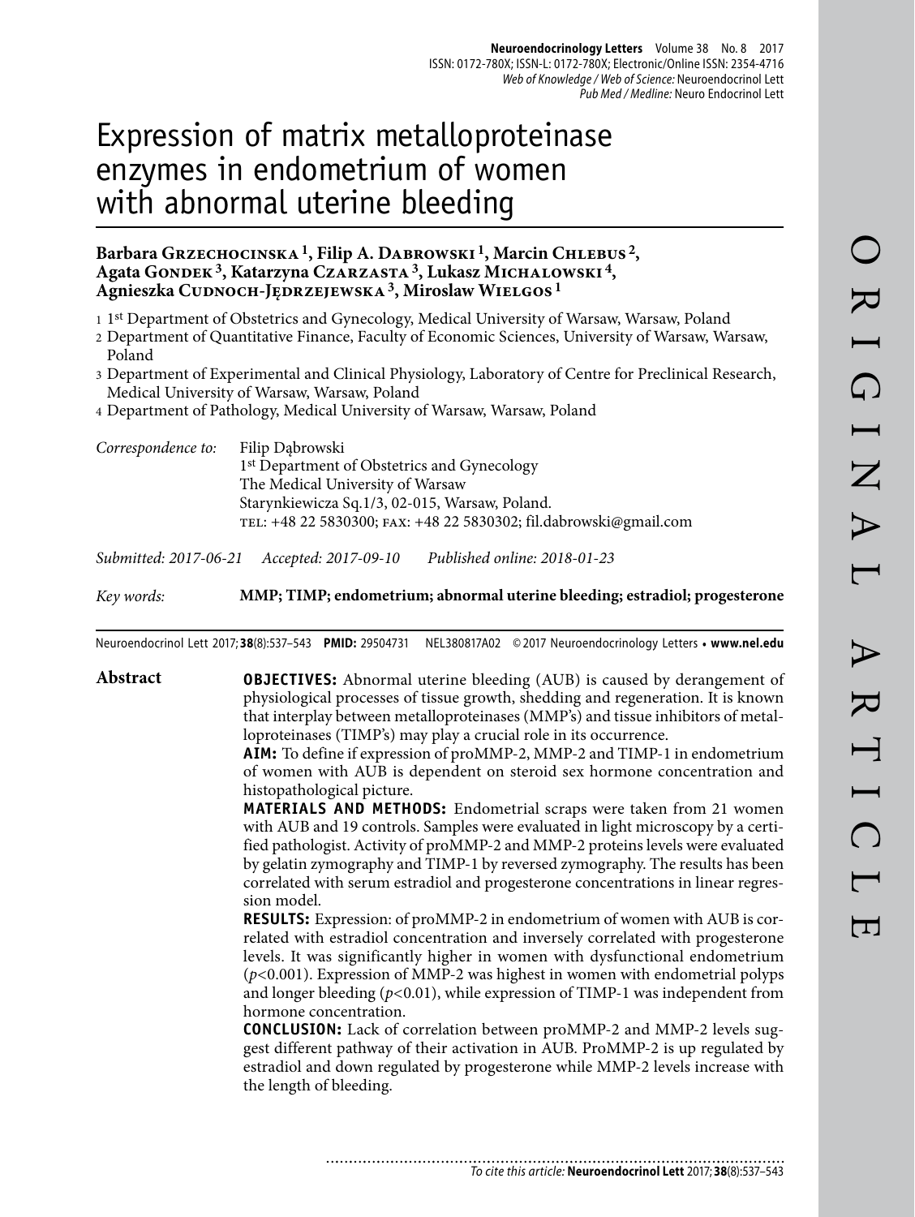# Expression of matrix metalloproteinase enzymes in endometrium of women with abnormal uterine bleeding

**Barbara Grzechocinska [1], Filip A. Dabrowski [1], Marcin Chlebus [2], Agata Gondek [3], Katarzyna Czarzasta [3], Lukasz Michalowski [4], Agnieszka Cudnoch-Jędrzejewska [3], Miroslaw Wielgos [1]**

1 1st Department of Obstetrics and Gynecology, Medical University of Warsaw, Warsaw, Poland
2 Department of Quantitative Finance, Faculty of Economic Sciences, University of Warsaw, Warsaw, Poland
3 Department of Experimental and Clinical Physiology, Laboratory of Centre for Preclinical Research, Medical University of Warsaw, Warsaw, Poland
4 Department of Pathology, Medical University of Warsaw, Warsaw, Poland

*Correspondence to:* Filip Dąbrowski
1st Department of Obstetrics and Gynecology
The Medical University of Warsaw
Starynkiewicza Sq.1/3, 02-015, Warsaw, Poland.
TEL: +48 22 5830300; FAX: +48 22 5830302; fil.dabrowski@gmail.com

*Submitted: 2017-06-21 Accepted: 2017-09-10 Published online: 2018-01-23*

*Key words:* **MMP; TIMP; endometrium; abnormal uterine bleeding; estradiol; progesterone**

Neuroendocrinol Lett 2017; **38**(8):537–543 **PMID:** 29504731 NEL380817A02 © 2017 Neuroendocrinology Letters • **www.nel.edu**

## Abstract

**OBJECTIVES:** Abnormal uterine bleeding (AUB) is caused by derangement of physiological processes of tissue growth, shedding and regeneration. It is known that interplay between metalloproteinases (MMP's) and tissue inhibitors of metalloproteinases (TIMP's) may play a crucial role in its occurrence.

**AIM:** To define if expression of proMMP-2, MMP-2 and TIMP-1 in endometrium of women with AUB is dependent on steroid sex hormone concentration and histopathological picture.

**MATERIALS AND METHODS:** Endometrial scraps were taken from 21 women with AUB and 19 controls. Samples were evaluated in light microscopy by a certified pathologist. Activity of proMMP-2 and MMP-2 proteins levels were evaluated by gelatin zymography and TIMP-1 by reversed zymography. The results has been correlated with serum estradiol and progesterone concentrations in linear regression model.

**RESULTS:** Expression: of proMMP-2 in endometrium of women with AUB is correlated with estradiol concentration and inversely correlated with progesterone levels. It was significantly higher in women with dysfunctional endometrium ($p<0.001$). Expression of MMP-2 was highest in women with endometrial polyps and longer bleeding ($p<0.01$), while expression of TIMP-1 was independent from hormone concentration.

**CONCLUSION:** Lack of correlation between proMMP-2 and MMP-2 levels suggest different pathway of their activation in AUB. ProMMP-2 is up regulated by estradiol and down regulated by progesterone while MMP-2 levels increase with the length of bleeding.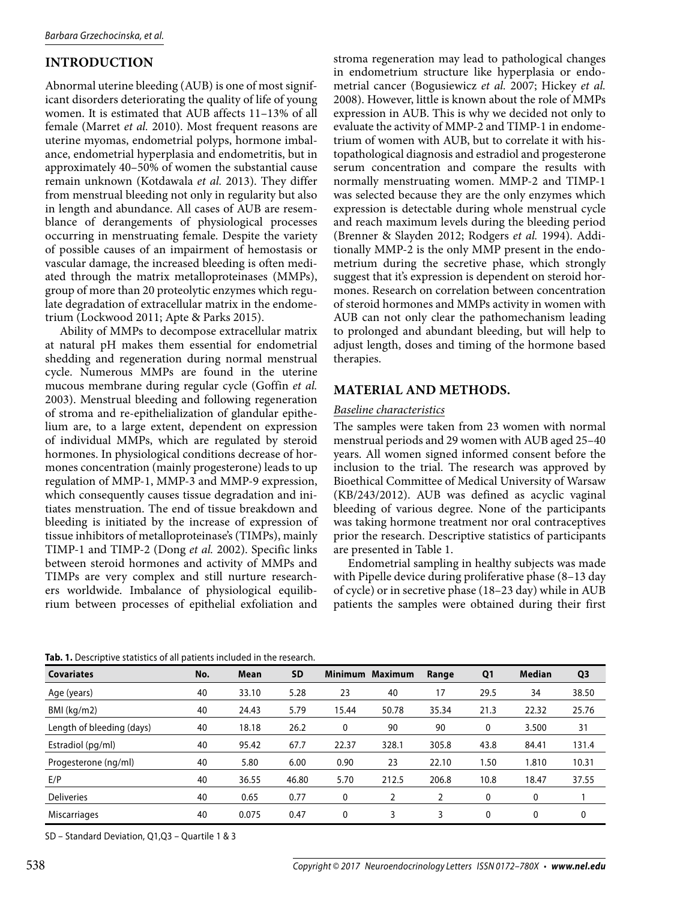## INTRODUCTION

Abnormal uterine bleeding (AUB) is one of most significant disorders deteriorating the quality of life of young women. It is estimated that AUB affects 11–13% of all female (Marret *et al.* 2010). Most frequent reasons are uterine myomas, endometrial polyps, hormone imbalance, endometrial hyperplasia and endometritis, but in approximately 40–50% of women the substantial cause remain unknown (Kotdawala *et al.* 2013). They differ from menstrual bleeding not only in regularity but also in length and abundance. All cases of AUB are resemblance of derangements of physiological processes occurring in menstruating female. Despite the variety of possible causes of an impairment of hemostasis or vascular damage, the increased bleeding is often mediated through the matrix metalloproteinases (MMPs), group of more than 20 proteolytic enzymes which regulate degradation of extracellular matrix in the endometrium (Lockwood 2011; Apte & Parks 2015).

Ability of MMPs to decompose extracellular matrix at natural pH makes them essential for endometrial shedding and regeneration during normal menstrual cycle. Numerous MMPs are found in the uterine mucous membrane during regular cycle (Goffin *et al.* 2003). Menstrual bleeding and following regeneration of stroma and re-epithelialization of glandular epithelium are, to a large extent, dependent on expression of individual MMPs, which are regulated by steroid hormones. In physiological conditions decrease of hormones concentration (mainly progesterone) leads to up regulation of MMP-1, MMP-3 and MMP-9 expression, which consequently causes tissue degradation and initiates menstruation. The end of tissue breakdown and bleeding is initiated by the increase of expression of tissue inhibitors of metalloproteinase's (TIMPs), mainly TIMP-1 and TIMP-2 (Dong *et al.* 2002). Specific links between steroid hormones and activity of MMPs and TIMPs are very complex and still nurture researchers worldwide. Imbalance of physiological equilibrium between processes of epithelial exfoliation and stroma regeneration may lead to pathological changes in endometrium structure like hyperplasia or endometrial cancer (Bogusiewicz *et al.* 2007; Hickey *et al.* 2008). However, little is known about the role of MMPs expression in AUB. This is why we decided not only to evaluate the activity of MMP-2 and TIMP-1 in endometrium of women with AUB, but to correlate it with histopathological diagnosis and estradiol and progesterone serum concentration and compare the results with normally menstruating women. MMP-2 and TIMP-1 was selected because they are the only enzymes which expression is detectable during whole menstrual cycle and reach maximum levels during the bleeding period (Brenner & Slayden 2012; Rodgers *et al.* 1994). Additionally MMP-2 is the only MMP present in the endometrium during the secretive phase, which strongly suggest that it's expression is dependent on steroid hormones. Research on correlation between concentration of steroid hormones and MMPs activity in women with AUB can not only clear the pathomechanism leading to prolonged and abundant bleeding, but will help to adjust length, doses and timing of the hormone based therapies.

## MATERIAL AND METHODS.

### Baseline characteristics

The samples were taken from 23 women with normal menstrual periods and 29 women with AUB aged 25–40 years. All women signed informed consent before the inclusion to the trial. The research was approved by Bioethical Committee of Medical University of Warsaw (KB/243/2012). AUB was defined as acyclic vaginal bleeding of various degree. None of the participants was taking hormone treatment nor oral contraceptives prior the research. Descriptive statistics of participants are presented in Table 1.

Endometrial sampling in healthy subjects was made with Pipelle device during proliferative phase (8–13 day of cycle) or in secretive phase (18–23 day) while in AUB patients the samples were obtained during their first

**Tab. 1.** Descriptive statistics of all patients included in the research.

| Covariates | No. | Mean | SD | Minimum | Maximum | Range | Q1 | Median | Q3 |
|---|---|---|---|---|---|---|---|---|---|
| Age (years) | 40 | 33.10 | 5.28 | 23 | 40 | 17 | 29.5 | 34 | 38.50 |
| BMI (kg/m2) | 40 | 24.43 | 5.79 | 15.44 | 50.78 | 35.34 | 21.3 | 22.32 | 25.76 |
| Length of bleeding (days) | 40 | 18.18 | 26.2 | 0 | 90 | 90 | 0 | 3.500 | 31 |
| Estradiol (pg/ml) | 40 | 95.42 | 67.7 | 22.37 | 328.1 | 305.8 | 43.8 | 84.41 | 131.4 |
| Progesterone (ng/ml) | 40 | 5.80 | 6.00 | 0.90 | 23 | 22.10 | 1.50 | 1.810 | 10.31 |
| E/P | 40 | 36.55 | 46.80 | 5.70 | 212.5 | 206.8 | 10.8 | 18.47 | 37.55 |
| Deliveries | 40 | 0.65 | 0.77 | 0 | 2 | 2 | 0 | 0 | 1 |
| Miscarriages | 40 | 0.075 | 0.47 | 0 | 3 | 3 | 0 | 0 | 0 |

SD – Standard Deviation, Q1,Q3 – Quartile 1 & 3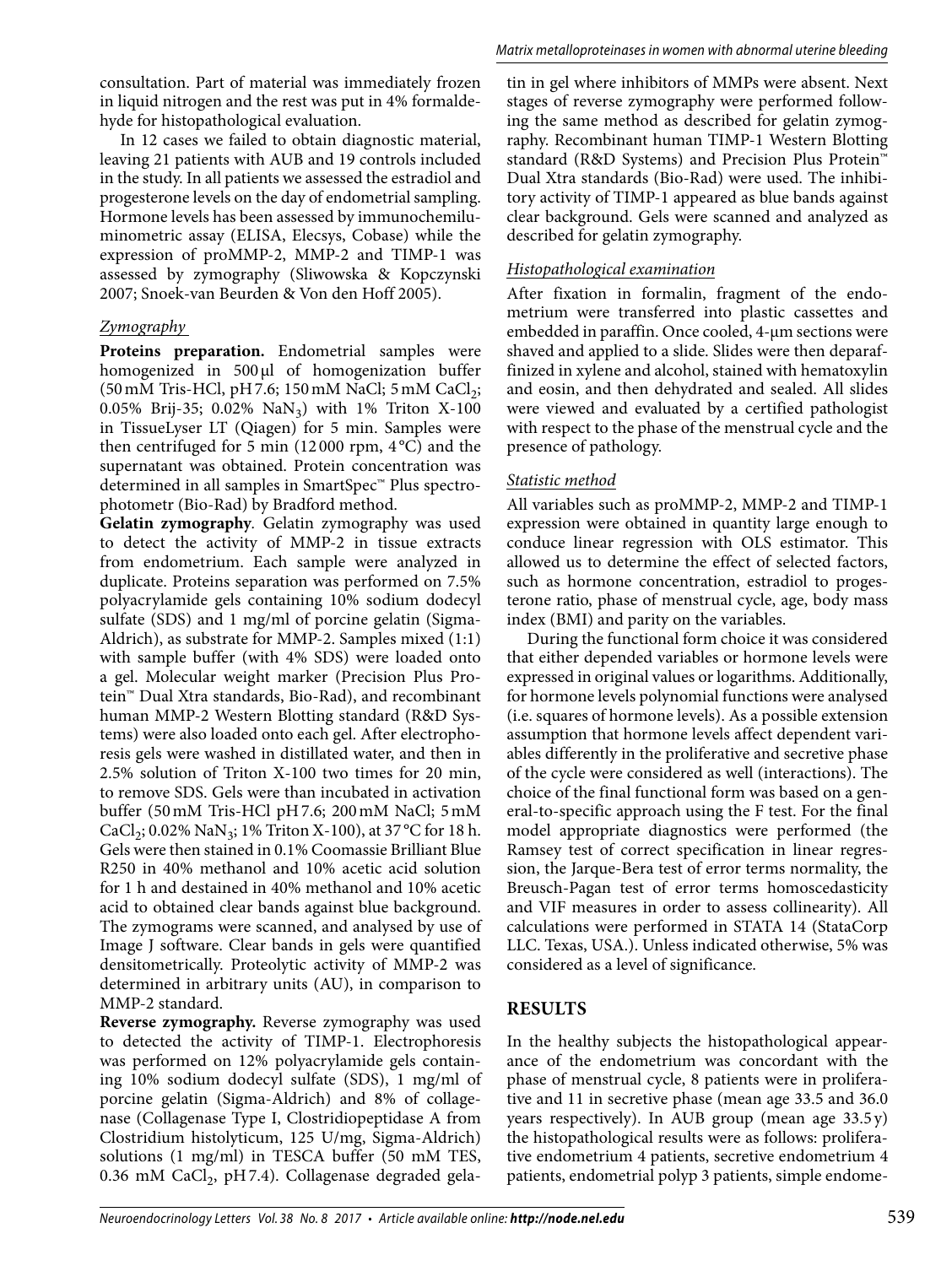consultation. Part of material was immediately frozen in liquid nitrogen and the rest was put in 4% formaldehyde for histopathological evaluation.

In 12 cases we failed to obtain diagnostic material, leaving 21 patients with AUB and 19 controls included in the study. In all patients we assessed the estradiol and progesterone levels on the day of endometrial sampling. Hormone levels has been assessed by immunochemiluminometric assay (ELISA, Elecsys, Cobase) while the expression of proMMP-2, MMP-2 and TIMP-1 was assessed by zymography (Sliwowska & Kopczynski 2007; Snoek-van Beurden & Von den Hoff 2005).

### *Zymography*

**Proteins preparation.** Endometrial samples were homogenized in 500 µl of homogenization buffer (50 mM Tris-HCl, pH 7.6; 150 mM NaCl; 5 mM $CaCl_2$; 0.05% Brij-35; 0.02% $NaN_3$) with 1% Triton X-100 in TissueLyser LT (Qiagen) for 5 min. Samples were then centrifuged for 5 min (12 000 rpm, 4 °C) and the supernatant was obtained. Protein concentration was determined in all samples in SmartSpec™ Plus spectrophotometr (Bio-Rad) by Bradford method.

**Gelatin zymography**. Gelatin zymography was used to detect the activity of MMP-2 in tissue extracts from endometrium. Each sample were analyzed in duplicate. Proteins separation was performed on 7.5% polyacrylamide gels containing 10% sodium dodecyl sulfate (SDS) and 1 mg/ml of porcine gelatin (Sigma-Aldrich), as substrate for MMP-2. Samples mixed (1:1) with sample buffer (with 4% SDS) were loaded onto a gel. Molecular weight marker (Precision Plus Protein™ Dual Xtra standards, Bio-Rad), and recombinant human MMP-2 Western Blotting standard (R&D Systems) were also loaded onto each gel. After electrophoresis gels were washed in distilled water, and then in 2.5% solution of Triton X-100 two times for 20 min, to remove SDS. Gels were than incubated in activation buffer (50 mM Tris-HCl pH 7.6; 200 mM NaCl; 5 mM $CaCl_2$; 0.02% $NaN_3$; 1% Triton X-100), at 37 °C for 18 h. Gels were then stained in 0.1% Coomassie Brilliant Blue R250 in 40% methanol and 10% acetic acid solution for 1 h and destained in 40% methanol and 10% acetic acid to obtained clear bands against blue background. The zymograms were scanned, and analysed by use of Image J software. Clear bands in gels were quantified densitometrically. Proteolytic activity of MMP-2 was determined in arbitrary units (AU), in comparison to MMP-2 standard.

**Reverse zymography.** Reverse zymography was used to detected the activity of TIMP-1. Electrophoresis was performed on 12% polyacrylamide gels containing 10% sodium dodecyl sulfate (SDS), 1 mg/ml of porcine gelatin (Sigma-Aldrich) and 8% of collagenase (Collagenase Type I, Clostridiopeptidase A from Clostridium histolyticum, 125 U/mg, Sigma-Aldrich) solutions (1 mg/ml) in TESCA buffer (50 mM TES, 0.36 mM $CaCl_2$, pH 7.4). Collagenase degraded gelatin in gel where inhibitors of MMPs were absent. Next stages of reverse zymography were performed following the same method as described for gelatin zymography. Recombinant human TIMP-1 Western Blotting standard (R&D Systems) and Precision Plus Protein™ Dual Xtra standards (Bio-Rad) were used. The inhibitory activity of TIMP-1 appeared as blue bands against clear background. Gels were scanned and analyzed as described for gelatin zymography.

### *Histopathological examination*

After fixation in formalin, fragment of the endometrium were transferred into plastic cassettes and embedded in paraffin. Once cooled, 4-µm sections were shaved and applied to a slide. Slides were then deparaffinized in xylene and alcohol, stained with hematoxylin and eosin, and then dehydrated and sealed. All slides were viewed and evaluated by a certified pathologist with respect to the phase of the menstrual cycle and the presence of pathology.

### *Statistic method*

All variables such as proMMP-2, MMP-2 and TIMP-1 expression were obtained in quantity large enough to conduce linear regression with OLS estimator. This allowed us to determine the effect of selected factors, such as hormone concentration, estradiol to progesterone ratio, phase of menstrual cycle, age, body mass index (BMI) and parity on the variables.

During the functional form choice it was considered that either depended variables or hormone levels were expressed in original values or logarithms. Additionally, for hormone levels polynomial functions were analysed (i.e. squares of hormone levels). As a possible extension assumption that hormone levels affect dependent variables differently in the proliferative and secretive phase of the cycle were considered as well (interactions). The choice of the final functional form was based on a general-to-specific approach using the F test. For the final model appropriate diagnostics were performed (the Ramsey test of correct specification in linear regression, the Jarque-Bera test of error terms normality, the Breusch-Pagan test of error terms homoscedasticity and VIF measures in order to assess collinearity). All calculations were performed in STATA 14 (StataCorp LLC. Texas, USA.). Unless indicated otherwise, 5% was considered as a level of significance.

## RESULTS

In the healthy subjects the histopathological appearance of the endometrium was concordant with the phase of menstrual cycle, 8 patients were in proliferative and 11 in secretive phase (mean age 33.5 and 36.0 years respectively). In AUB group (mean age 33.5 y) the histopathological results were as follows: proliferative endometrium 4 patients, secretive endometrium 4 patients, endometrial polyp 3 patients, simple endome-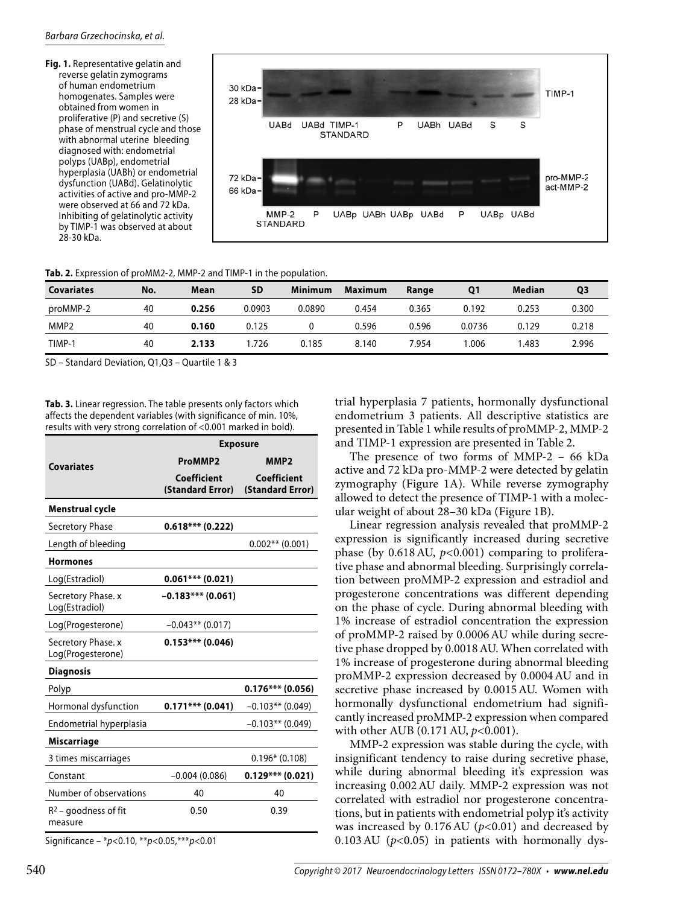**Fig. 1.** Representative gelatin and reverse gelatin zymograms of human endometrium homogenates. Samples were obtained from women in proliferative (P) and secretive (S) phase of menstrual cycle and those with abnormal uterine bleeding diagnosed with: endometrial polyps (UABp), endometrial hyperplasia (UABh) or endometrial dysfunction (UABd). Gelatinolytic activities of active and pro-MMP-2 were observed at 66 and 72 kDa. Inhibiting of gelatinolytic activity by TIMP-1 was observed at about 28-30 kDa.

**Tab. 2.** Expression of proMM2-2, MMP-2 and TIMP-1 in the population.

| Covariates | No. | Mean | SD | Minimum | Maximum | Range | Q1 | Median | Q3 |
|---|---|---|---|---|---|---|---|---|---|
| proMMP-2 | 40 | **0.256** | 0.0903 | 0.0890 | 0.454 | 0.365 | 0.192 | 0.253 | 0.300 |
| MMP2 | 40 | **0.160** | 0.125 | 0 | 0.596 | 0.596 | 0.0736 | 0.129 | 0.218 |
| TIMP-1 | 40 | **2.133** | 1.726 | 0.185 | 8.140 | 7.954 | 1.006 | 1.483 | 2.996 |

SD – Standard Deviation, Q1,Q3 – Quartile 1 & 3

**Tab. 3.** Linear regression. The table presents only factors which affects the dependent variables (with significance of min. 10%, results with very strong correlation of <0.001 marked in bold).

| Covariates | Exposure | |
|---|---|---|
| | ProMMP2 | MMP2 |
| | Coefficient (Standard Error) | Coefficient (Standard Error) |
| **Menstrual cycle** | | |
| Secretory Phase | **0.618*** (0.222)** | |
| Length of bleeding | | 0.002** (0.001) |
| **Hormones** | | |
| Log(Estradiol) | **0.061*** (0.021)** | |
| Secretory Phase. x Log(Estradiol) | **−0.183*** (0.061)** | |
| Log(Progesterone) | −0.043** (0.017) | |
| Secretory Phase. x Log(Progesterone) | **0.153*** (0.046)** | |
| **Diagnosis** | | |
| Polyp | | **0.176*** (0.056)** |
| Hormonal dysfunction | **0.171*** (0.041)** | −0.103** (0.049) |
| Endometrial hyperplasia | | −0.103** (0.049) |
| **Miscarriage** | | |
| 3 times miscarriages | | 0.196* (0.108) |
| Constant | −0.004 (0.086) | **0.129*** (0.021)** |
| Number of observations | 40 | 40 |
| $R^2$ – goodness of fit measure | 0.50 | 0.39 |

Significance – *$p$<0.10, **$p$<0.05,***$p$<0.01

trial hyperplasia 7 patients, hormonally dysfunctional endometrium 3 patients. All descriptive statistics are presented in Table 1 while results of proMMP-2, MMP-2 and TIMP-1 expression are presented in Table 2.

The presence of two forms of MMP-2 – 66 kDa active and 72 kDa pro-MMP-2 were detected by gelatin zymography (Figure 1A). While reverse zymography allowed to detect the presence of TIMP-1 with a molecular weight of about 28–30 kDa (Figure 1B).

Linear regression analysis revealed that proMMP-2 expression is significantly increased during secretive phase (by 0.618 AU, $p$<0.001) comparing to proliferative phase and abnormal bleeding. Surprisingly correlation between proMMP-2 expression and estradiol and progesterone concentrations was different depending on the phase of cycle. During abnormal bleeding with 1% increase of estradiol concentration the expression of proMMP-2 raised by 0.0006 AU while during secretive phase dropped by 0.0018 AU. When correlated with 1% increase of progesterone during abnormal bleeding proMMP-2 expression decreased by 0.0004 AU and in secretive phase increased by 0.0015 AU. Women with hormonally dysfunctional endometrium had significantly increased proMMP-2 expression when compared with other AUB (0.171 AU, $p$<0.001).

MMP-2 expression was stable during the cycle, with insignificant tendency to raise during secretive phase, while during abnormal bleeding it's expression was increasing 0.002 AU daily. MMP-2 expression was not correlated with estradiol nor progesterone concentrations, but in patients with endometrial polyp it's activity was increased by 0.176 AU ($p$<0.01) and decreased by 0.103 AU ($p$<0.05) in patients with hormonally dys-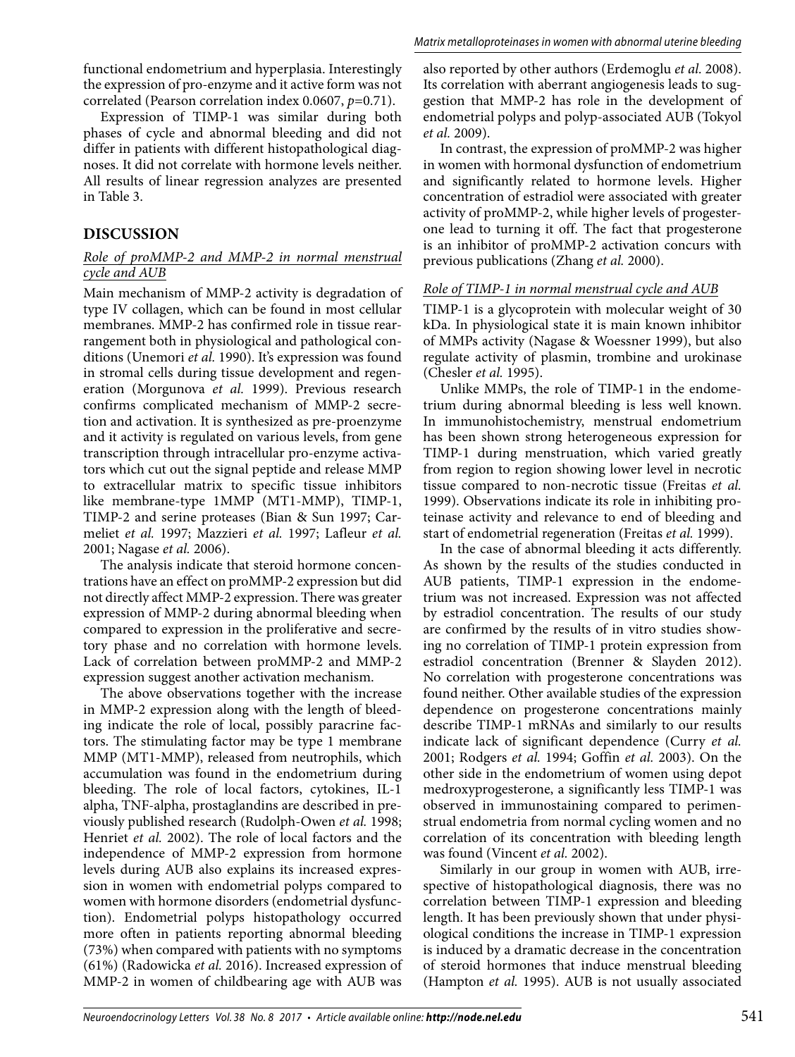functional endometrium and hyperplasia. Interestingly the expression of pro-enzyme and it active form was not correlated (Pearson correlation index 0.0607, $p$=0.71).

Expression of TIMP-1 was similar during both phases of cycle and abnormal bleeding and did not differ in patients with different histopathological diagnoses. It did not correlate with hormone levels neither. All results of linear regression analyzes are presented in Table 3.

## DISCUSSION

### Role of proMMP-2 and MMP-2 in normal menstrual cycle and AUB

Main mechanism of MMP-2 activity is degradation of type IV collagen, which can be found in most cellular membranes. MMP-2 has confirmed role in tissue rearrangement both in physiological and pathological conditions (Unemori *et al.* 1990). It's expression was found in stromal cells during tissue development and regeneration (Morgunova *et al.* 1999). Previous research confirms complicated mechanism of MMP-2 secretion and activation. It is synthesized as pre-proenzyme and it activity is regulated on various levels, from gene transcription through intracellular pro-enzyme activators which cut out the signal peptide and release MMP to extracellular matrix to specific tissue inhibitors like membrane-type 1MMP (MT1-MMP), TIMP-1, TIMP-2 and serine proteases (Bian & Sun 1997; Carmeliet *et al.* 1997; Mazzieri *et al.* 1997; Lafleur *et al.* 2001; Nagase *et al.* 2006).

The analysis indicate that steroid hormone concentrations have an effect on proMMP-2 expression but did not directly affect MMP-2 expression. There was greater expression of MMP-2 during abnormal bleeding when compared to expression in the proliferative and secretory phase and no correlation with hormone levels. Lack of correlation between proMMP-2 and MMP-2 expression suggest another activation mechanism.

The above observations together with the increase in MMP-2 expression along with the length of bleeding indicate the role of local, possibly paracrine factors. The stimulating factor may be type 1 membrane MMP (MT1-MMP), released from neutrophils, which accumulation was found in the endometrium during bleeding. The role of local factors, cytokines, IL-1 alpha, TNF-alpha, prostaglandins are described in previously published research (Rudolph-Owen *et al.* 1998; Henriet *et al.* 2002). The role of local factors and the independence of MMP-2 expression from hormone levels during AUB also explains its increased expression in women with endometrial polyps compared to women with hormone disorders (endometrial dysfunction). Endometrial polyps histopathology occurred more often in patients reporting abnormal bleeding (73%) when compared with patients with no symptoms (61%) (Radowicka *et al.* 2016). Increased expression of MMP-2 in women of childbearing age with AUB was also reported by other authors (Erdemoglu *et al.* 2008). Its correlation with aberrant angiogenesis leads to suggestion that MMP-2 has role in the development of endometrial polyps and polyp-associated AUB (Tokyol *et al.* 2009).

In contrast, the expression of proMMP-2 was higher in women with hormonal dysfunction of endometrium and significantly related to hormone levels. Higher concentration of estradiol were associated with greater activity of proMMP-2, while higher levels of progesterone lead to turning it off. The fact that progesterone is an inhibitor of proMMP-2 activation concurs with previous publications (Zhang *et al.* 2000).

### Role of TIMP-1 in normal menstrual cycle and AUB

TIMP-1 is a glycoprotein with molecular weight of 30 kDa. In physiological state it is main known inhibitor of MMPs activity (Nagase & Woessner 1999), but also regulate activity of plasmin, trombine and urokinase (Chesler *et al.* 1995).

Unlike MMPs, the role of TIMP-1 in the endometrium during abnormal bleeding is less well known. In immunohistochemistry, menstrual endometrium has been shown strong heterogeneous expression for TIMP-1 during menstruation, which varied greatly from region to region showing lower level in necrotic tissue compared to non-necrotic tissue (Freitas *et al.* 1999). Observations indicate its role in inhibiting proteinase activity and relevance to end of bleeding and start of endometrial regeneration (Freitas *et al.* 1999).

In the case of abnormal bleeding it acts differently. As shown by the results of the studies conducted in AUB patients, TIMP-1 expression in the endometrium was not increased. Expression was not affected by estradiol concentration. The results of our study are confirmed by the results of in vitro studies showing no correlation of TIMP-1 protein expression from estradiol concentration (Brenner & Slayden 2012). No correlation with progesterone concentrations was found neither. Other available studies of the expression dependence on progesterone concentrations mainly describe TIMP-1 mRNAs and similarly to our results indicate lack of significant dependence (Curry *et al.* 2001; Rodgers *et al.* 1994; Goffin *et al.* 2003). On the other side in the endometrium of women using depot medroxyprogesterone, a significantly less TIMP-1 was observed in immunostaining compared to perimenstrual endometria from normal cycling women and no correlation of its concentration with bleeding length was found (Vincent *et al.* 2002).

Similarly in our group in women with AUB, irrespective of histopathological diagnosis, there was no correlation between TIMP-1 expression and bleeding length. It has been previously shown that under physiological conditions the increase in TIMP-1 expression is induced by a dramatic decrease in the concentration of steroid hormones that induce menstrual bleeding (Hampton *et al.* 1995). AUB is not usually associated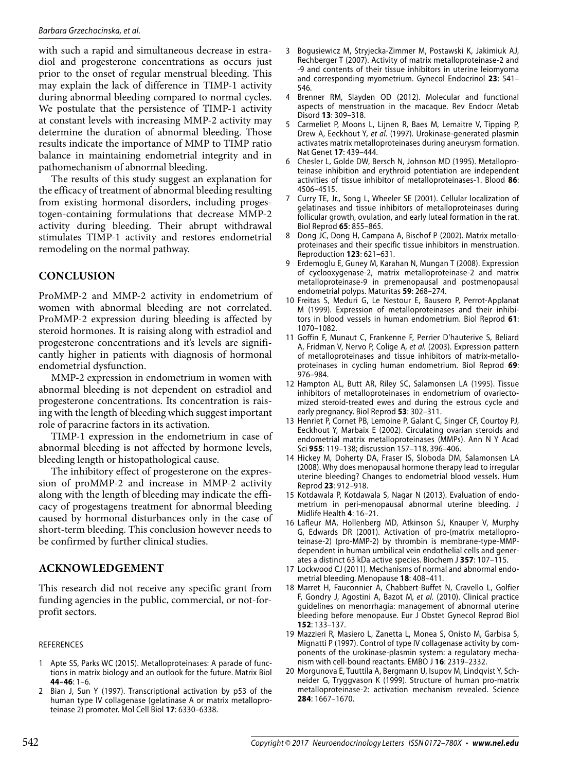with such a rapid and simultaneous decrease in estradiol and progesterone concentrations as occurs just prior to the onset of regular menstrual bleeding. This may explain the lack of difference in TIMP-1 activity during abnormal bleeding compared to normal cycles. We postulate that the persistence of TIMP-1 activity at constant levels with increasing MMP-2 activity may determine the duration of abnormal bleeding. Those results indicate the importance of MMP to TIMP ratio balance in maintaining endometrial integrity and in pathomechanism of abnormal bleeding.

The results of this study suggest an explanation for the efficacy of treatment of abnormal bleeding resulting from existing hormonal disorders, including progestogen-containing formulations that decrease MMP-2 activity during bleeding. Their abrupt withdrawal stimulates TIMP-1 activity and restores endometrial remodeling on the normal pathway.

## CONCLUSION

ProMMP-2 and MMP-2 activity in endometrium of women with abnormal bleeding are not correlated. ProMMP-2 expression during bleeding is affected by steroid hormones. It is raising along with estradiol and progesterone concentrations and it's levels are significantly higher in patients with diagnosis of hormonal endometrial dysfunction.

MMP-2 expression in endometrium in women with abnormal bleeding is not dependent on estradiol and progesterone concentrations. Its concentration is raising with the length of bleeding which suggest important role of paracrine factors in its activation.

TIMP-1 expression in the endometrium in case of abnormal bleeding is not affected by hormone levels, bleeding length or histopathological cause.

The inhibitory effect of progesterone on the expression of proMMP-2 and increase in MMP-2 activity along with the length of bleeding may indicate the efficacy of progestagens treatment for abnormal bleeding caused by hormonal disturbances only in the case of short-term bleeding. This conclusion however needs to be confirmed by further clinical studies.

## ACKNOWLEDGEMENT

This research did not receive any specific grant from funding agencies in the public, commercial, or not-for-profit sectors.

REFERENCES

1. Apte SS, Parks WC (2015). Metalloproteinases: A parade of functions in matrix biology and an outlook for the future. Matrix Biol **44–46**: 1–6.
2. Bian J, Sun Y (1997). Transcriptional activation by p53 of the human type IV collagenase (gelatinase A or matrix metalloproteinase 2) promoter. Mol Cell Biol **17**: 6330–6338.
3. Bogusiewicz M, Stryjecka-Zimmer M, Postawski K, Jakimiuk AJ, Rechberger T (2007). Activity of matrix metalloproteinase-2 and -9 and contents of their tissue inhibitors in uterine leiomyoma and corresponding myometrium. Gynecol Endocrinol **23**: 541–546.
4. Brenner RM, Slayden OD (2012). Molecular and functional aspects of menstruation in the macaque. Rev Endocr Metab Disord **13**: 309–318.
5. Carmeliet P, Moons L, Lijnen R, Baes M, Lemaitre V, Tipping P, Drew A, Eeckhout Y, *et al.* (1997). Urokinase-generated plasmin activates matrix metalloproteinases during aneurysm formation. Nat Genet **17**: 439–444.
6. Chesler L, Golde DW, Bersch N, Johnson MD (1995). Metalloproteinase inhibition and erythroid potentiation are independent activities of tissue inhibitor of metalloproteinases-1. Blood **86**: 4506–4515.
7. Curry TE, Jr., Song L, Wheeler SE (2001). Cellular localization of gelatinases and tissue inhibitors of metalloproteinases during follicular growth, ovulation, and early luteal formation in the rat. Biol Reprod **65**: 855–865.
8. Dong JC, Dong H, Campana A, Bischof P (2002). Matrix metalloproteinases and their specific tissue inhibitors in menstruation. Reproduction **123**: 621–631.
9. Erdemoglu E, Guney M, Karahan N, Mungan T (2008). Expression of cyclooxygenase-2, matrix metalloproteinase-2 and matrix metalloproteinase-9 in premenopausal and postmenopausal endometrial polyps. Maturitas **59**: 268–274.
10. Freitas S, Meduri G, Le Nestour E, Bausero P, Perrot-Applanat M (1999). Expression of metalloproteinases and their inhibitors in blood vessels in human endometrium. Biol Reprod **61**: 1070–1082.
11. Goffin F, Munaut C, Frankenne F, Perrier D'hauterive S, Beliard A, Fridman V, Nervo P, Colige A, *et al.* (2003). Expression pattern of metalloproteinases and tissue inhibitors of matrix-metalloproteinases in cycling human endometrium. Biol Reprod **69**: 976–984.
12. Hampton AL, Butt AR, Riley SC, Salamonsen LA (1995). Tissue inhibitors of metalloproteinases in endometrium of ovariectomized steroid-treated ewes and during the estrous cycle and early pregnancy. Biol Reprod **53**: 302–311.
13. Henriet P, Cornet PB, Lemoine P, Galant C, Singer CF, Courtoy PJ, Eeckhout Y, Marbaix E (2002). Circulating ovarian steroids and endometrial matrix metalloproteinases (MMPs). Ann N Y Acad Sci **955**: 119–138; discussion 157–118, 396–406.
14. Hickey M, Doherty DA, Fraser IS, Sloboda DM, Salamonsen LA (2008). Why does menopausal hormone therapy lead to irregular uterine bleeding? Changes to endometrial blood vessels. Hum Reprod **23**: 912–918.
15. Kotdawala P, Kotdawala S, Nagar N (2013). Evaluation of endometrium in peri-menopausal abnormal uterine bleeding. J Midlife Health **4**: 16–21.
16. Lafleur MA, Hollenberg MD, Atkinson SJ, Knauper V, Murphy G, Edwards DR (2001). Activation of pro-(matrix metalloproteinase-2) (pro-MMP-2) by thrombin is membrane-type-MMP-dependent in human umbilical vein endothelial cells and generates a distinct 63 kDa active species. Biochem J **357**: 107–115.
17. Lockwood CJ (2011). Mechanisms of normal and abnormal endometrial bleeding. Menopause **18**: 408–411.
18. Marret H, Fauconnier A, Chabbert-Buffet N, Cravello L, Golfier F, Gondry J, Agostini A, Bazot M, *et al.* (2010). Clinical practice guidelines on menorrhagia: management of abnormal uterine bleeding before menopause. Eur J Obstet Gynecol Reprod Biol **152**: 133–137.
19. Mazzieri R, Masiero L, Zanetta L, Monea S, Onisto M, Garbisa S, Mignatti P (1997). Control of type IV collagenase activity by components of the urokinase-plasmin system: a regulatory mechanism with cell-bound reactants. EMBO J **16**: 2319–2332.
20. Morgunova E, Tuuttila A, Bergmann U, Isupov M, Lindqvist Y, Schneider G, Tryggvason K (1999). Structure of human pro-matrix metalloproteinase-2: activation mechanism revealed. Science **284**: 1667–1670.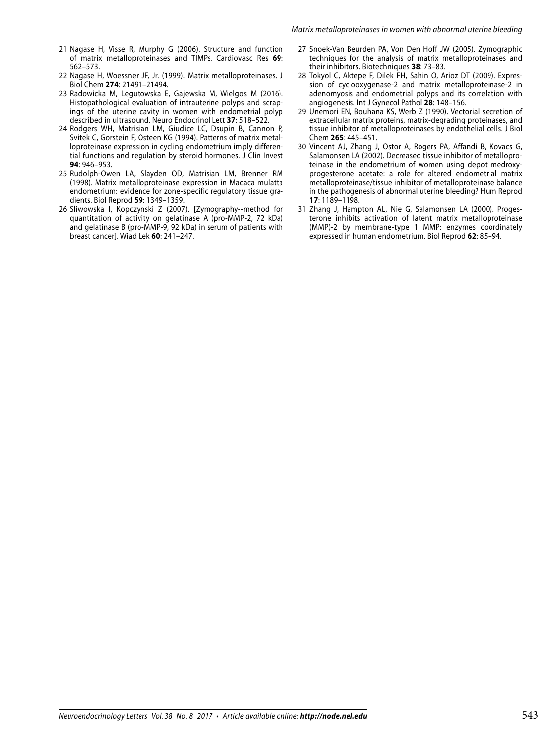21 Nagase H, Visse R, Murphy G (2006). Structure and function of matrix metalloproteinases and TIMPs. Cardiovasc Res **69**: 562–573.

22 Nagase H, Woessner JF, Jr. (1999). Matrix metalloproteinases. J Biol Chem **274**: 21491–21494.

23 Radowicka M, Legutowska E, Gajewska M, Wielgos M (2016). Histopathological evaluation of intrauterine polyps and scrapings of the uterine cavity in women with endometrial polyp described in ultrasound. Neuro Endocrinol Lett **37**: 518–522.

24 Rodgers WH, Matrisian LM, Giudice LC, Dsupin B, Cannon P, Svitek C, Gorstein F, Osteen KG (1994). Patterns of matrix metalloproteinase expression in cycling endometrium imply differential functions and regulation by steroid hormones. J Clin Invest **94**: 946–953.

25 Rudolph-Owen LA, Slayden OD, Matrisian LM, Brenner RM (1998). Matrix metalloproteinase expression in Macaca mulatta endometrium: evidence for zone-specific regulatory tissue gradients. Biol Reprod **59**: 1349–1359.

26 Sliwowska I, Kopczynski Z (2007). [Zymography--method for quantitation of activity on gelatinase A (pro-MMP-2, 72 kDa) and gelatinase B (pro-MMP-9, 92 kDa) in serum of patients with breast cancer]. Wiad Lek **60**: 241–247.

27 Snoek-Van Beurden PA, Von Den Hoff JW (2005). Zymographic techniques for the analysis of matrix metalloproteinases and their inhibitors. Biotechniques **38**: 73–83.

28 Tokyol C, Aktepe F, Dilek FH, Sahin O, Arioz DT (2009). Expression of cyclooxygenase-2 and matrix metalloproteinase-2 in adenomyosis and endometrial polyps and its correlation with angiogenesis. Int J Gynecol Pathol **28**: 148–156.

29 Unemori EN, Bouhana KS, Werb Z (1990). Vectorial secretion of extracellular matrix proteins, matrix-degrading proteinases, and tissue inhibitor of metalloproteinases by endothelial cells. J Biol Chem **265**: 445–451.

30 Vincent AJ, Zhang J, Ostor A, Rogers PA, Affandi B, Kovacs G, Salamonsen LA (2002). Decreased tissue inhibitor of metalloproteinase in the endometrium of women using depot medroxyprogesterone acetate: a role for altered endometrial matrix metalloproteinase/tissue inhibitor of metalloproteinase balance in the pathogenesis of abnormal uterine bleeding? Hum Reprod **17**: 1189–1198.

31 Zhang J, Hampton AL, Nie G, Salamonsen LA (2000). Progesterone inhibits activation of latent matrix metalloproteinase (MMP)-2 by membrane-type 1 MMP: enzymes coordinately expressed in human endometrium. Biol Reprod **62**: 85–94.